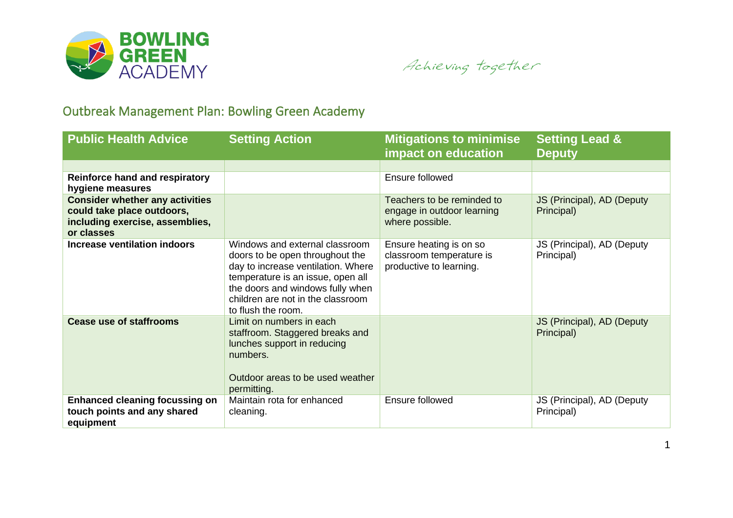BOWLING GREEN ACADEMY

*Achieving together*

# Outbreak Management Plan: Bowling Green Academy

| Public Health Advice | Setting Action | Mitigations to minimise impact on education | Setting Lead & Deputy |
|---|---|---|---|
| | | | |
| **Reinforce hand and respiratory hygiene measures** | | Ensure followed | |
| **Consider whether any activities could take place outdoors, including exercise, assemblies, or classes** | | Teachers to be reminded to engage in outdoor learning where possible. | JS (Principal), AD (Deputy Principal) |
| **Increase ventilation indoors** | Windows and external classroom doors to be open throughout the day to increase ventilation. Where temperature is an issue, open all the doors and windows fully when children are not in the classroom to flush the room. | Ensure heating is on so classroom temperature is productive to learning. | JS (Principal), AD (Deputy Principal) |
| **Cease use of staffrooms** | Limit on numbers in each staffroom. Staggered breaks and lunches support in reducing numbers.<br><br>Outdoor areas to be used weather permitting. | | JS (Principal), AD (Deputy Principal) |
| **Enhanced cleaning focussing on touch points and any shared equipment** | Maintain rota for enhanced cleaning. | Ensure followed | JS (Principal), AD (Deputy Principal) |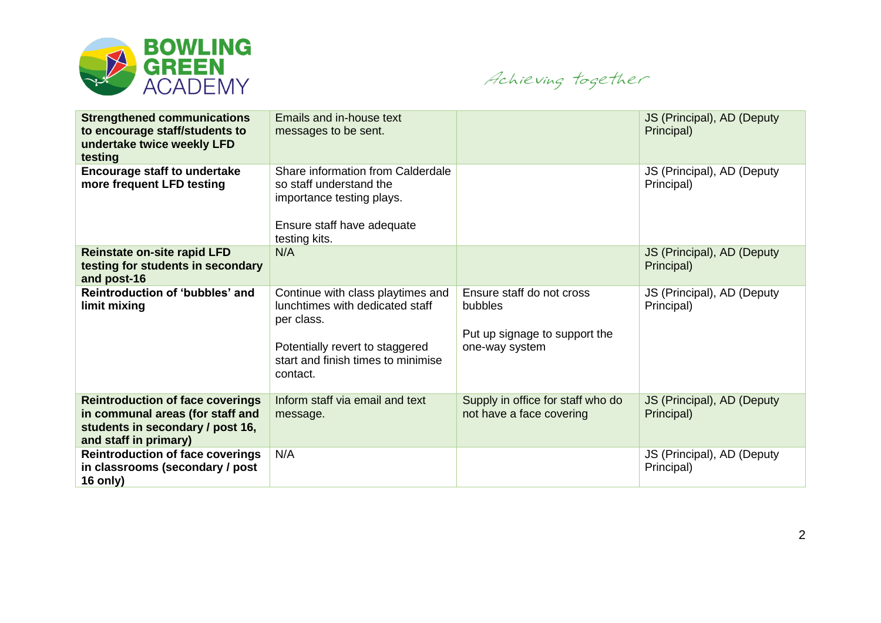| | | | |
|---|---|---|---|
| **Strengthened communications to encourage staff/students to undertake twice weekly LFD testing** | Emails and in-house text messages to be sent. | | JS (Principal), AD (Deputy Principal) |
| **Encourage staff to undertake more frequent LFD testing** | Share information from Calderdale so staff understand the importance testing plays.<br><br>Ensure staff have adequate testing kits. | | JS (Principal), AD (Deputy Principal) |
| **Reinstate on-site rapid LFD testing for students in secondary and post-16** | N/A | | JS (Principal), AD (Deputy Principal) |
| **Reintroduction of 'bubbles' and limit mixing** | Continue with class playtimes and lunchtimes with dedicated staff per class.<br><br>Potentially revert to staggered start and finish times to minimise contact. | Ensure staff do not cross bubbles<br><br>Put up signage to support the one-way system | JS (Principal), AD (Deputy Principal) |
| **Reintroduction of face coverings in communal areas (for staff and students in secondary / post 16, and staff in primary)** | Inform staff via email and text message. | Supply in office for staff who do not have a face covering | JS (Principal), AD (Deputy Principal) |
| **Reintroduction of face coverings in classrooms (secondary / post 16 only)** | N/A | | JS (Principal), AD (Deputy Principal) |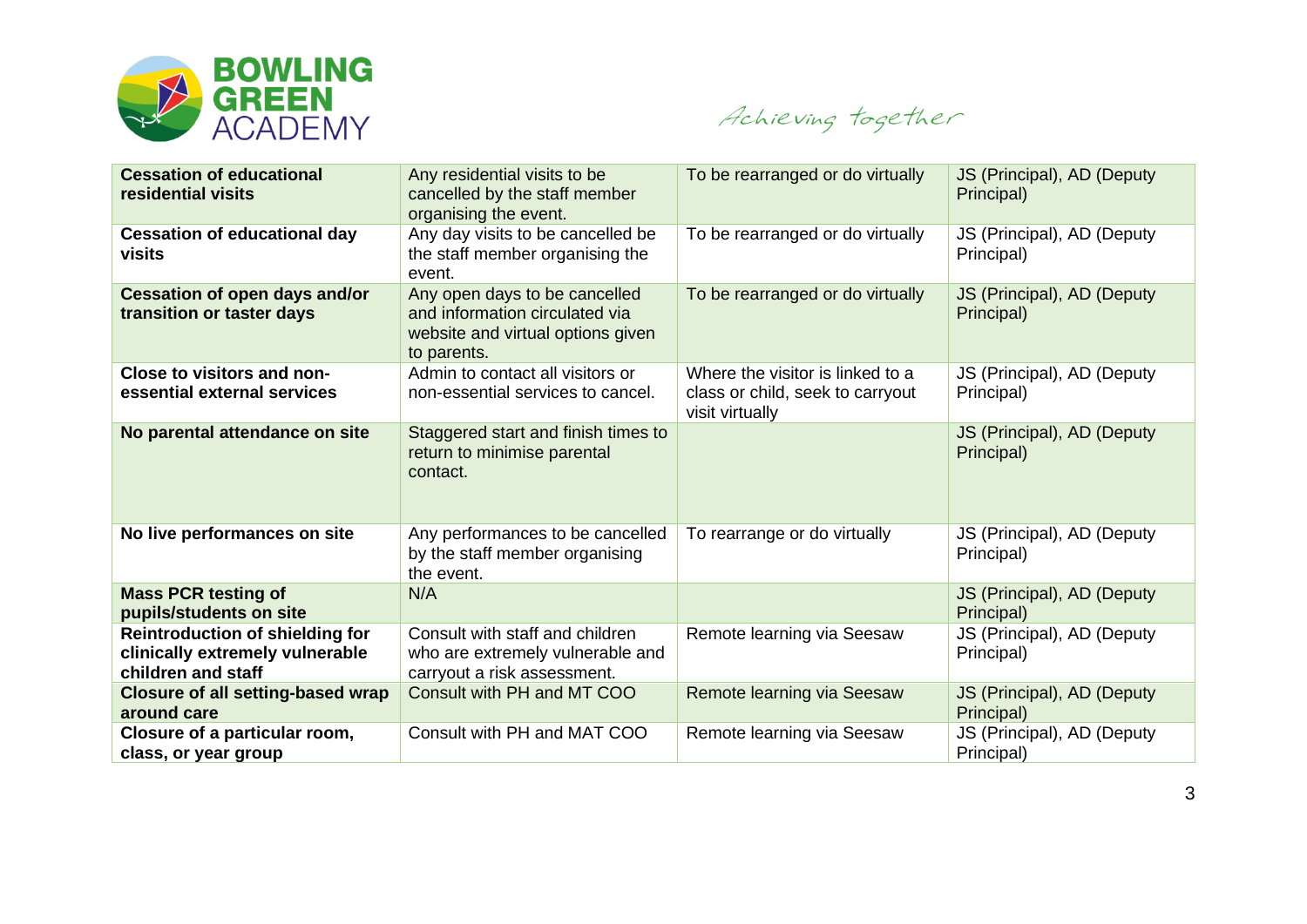| **Cessation of educational residential visits** | Any residential visits to be cancelled by the staff member organising the event. | To be rearranged or do virtually | JS (Principal), AD (Deputy Principal) |
|---|---|---|---|
| **Cessation of educational day visits** | Any day visits to be cancelled be the staff member organising the event. | To be rearranged or do virtually | JS (Principal), AD (Deputy Principal) |
| **Cessation of open days and/or transition or taster days** | Any open days to be cancelled and information circulated via website and virtual options given to parents. | To be rearranged or do virtually | JS (Principal), AD (Deputy Principal) |
| **Close to visitors and non-essential external services** | Admin to contact all visitors or non-essential services to cancel. | Where the visitor is linked to a class or child, seek to carryout visit virtually | JS (Principal), AD (Deputy Principal) |
| **No parental attendance on site** | Staggered start and finish times to return to minimise parental contact. | | JS (Principal), AD (Deputy Principal) |
| **No live performances on site** | Any performances to be cancelled by the staff member organising the event. | To rearrange or do virtually | JS (Principal), AD (Deputy Principal) |
| **Mass PCR testing of pupils/students on site** | N/A | | JS (Principal), AD (Deputy Principal) |
| **Reintroduction of shielding for clinically extremely vulnerable children and staff** | Consult with staff and children who are extremely vulnerable and carryout a risk assessment. | Remote learning via Seesaw | JS (Principal), AD (Deputy Principal) |
| **Closure of all setting-based wrap around care** | Consult with PH and MT COO | Remote learning via Seesaw | JS (Principal), AD (Deputy Principal) |
| **Closure of a particular room, class, or year group** | Consult with PH and MAT COO | Remote learning via Seesaw | JS (Principal), AD (Deputy Principal) |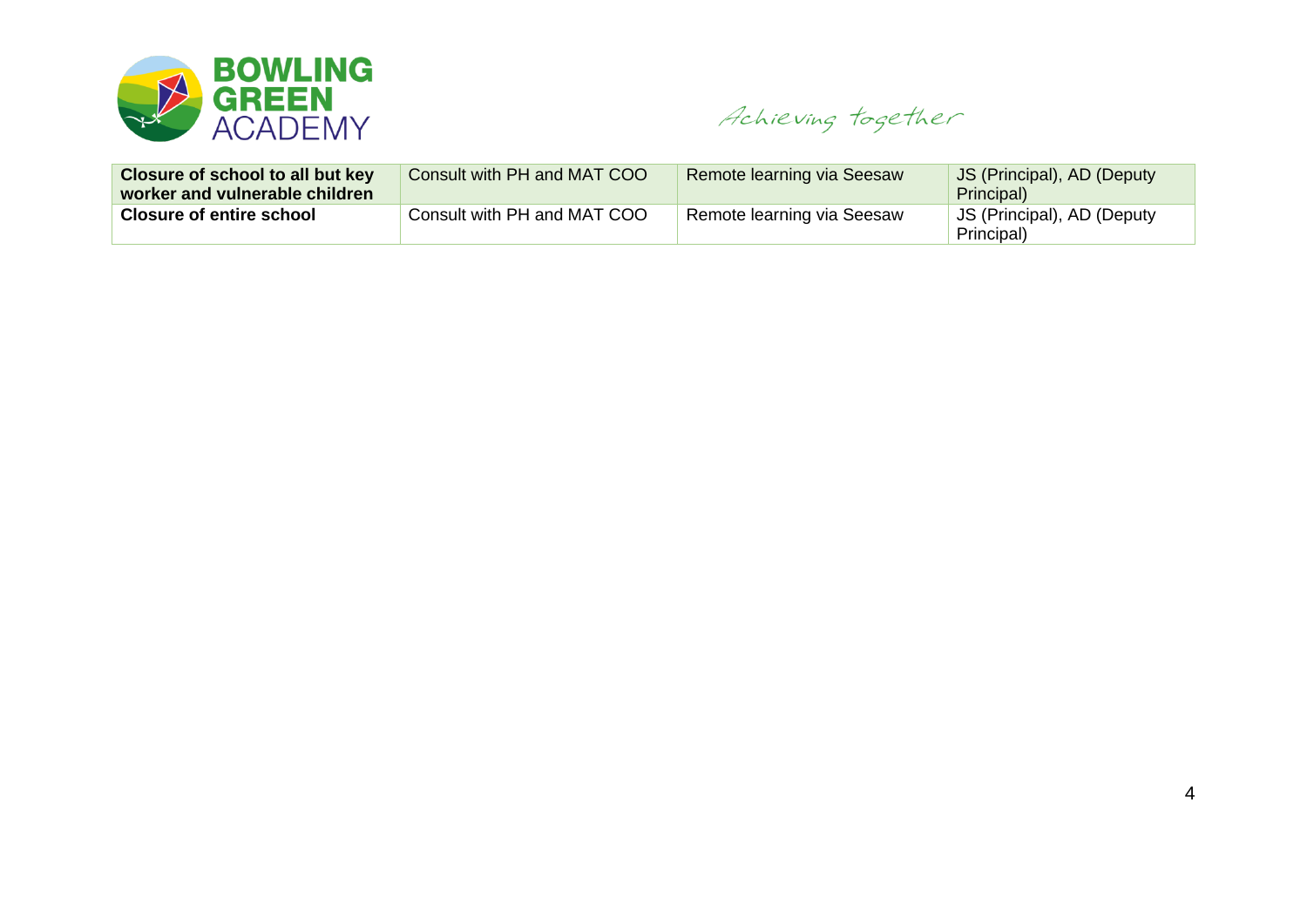| | | | |
|---|---|---|---|
| **Closure of school to all but key worker and vulnerable children** | Consult with PH and MAT COO | Remote learning via Seesaw | JS (Principal), AD (Deputy Principal) |
| **Closure of entire school** | Consult with PH and MAT COO | Remote learning via Seesaw | JS (Principal), AD (Deputy Principal) |